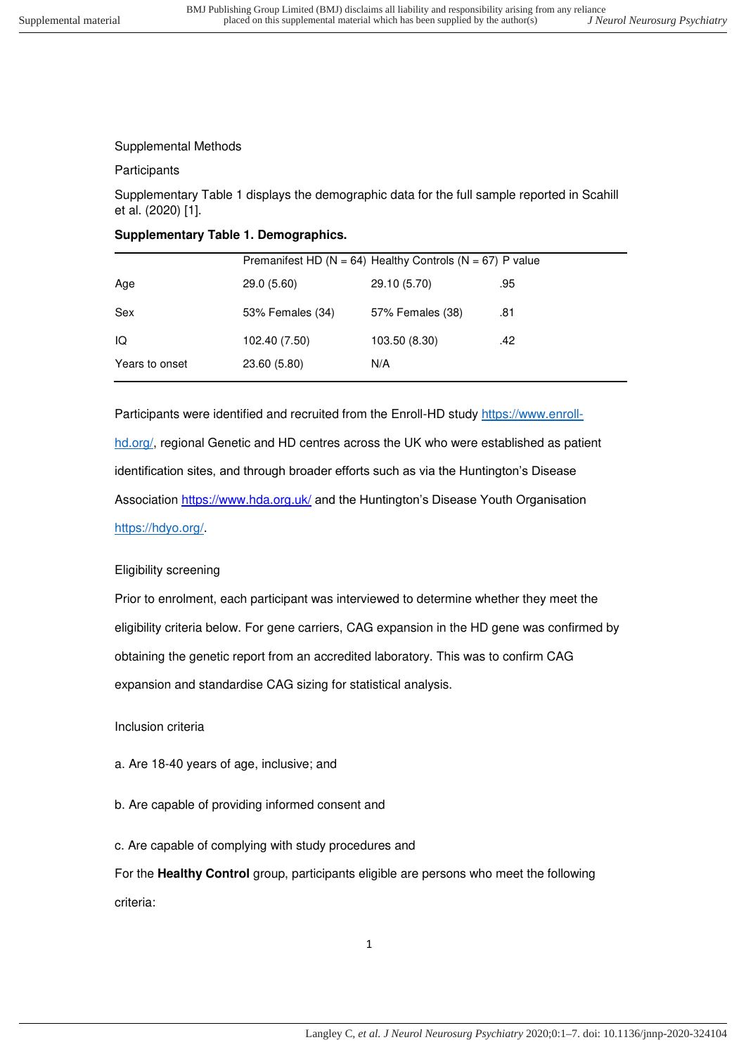Supplemental Methods

Participants

Supplementary Table 1 displays the demographic data for the full sample reported in Scahill et al. (2020) [1].

**Supplementary Table 1. Demographics.**

| | Premanifest HD (N = 64) | Healthy Controls (N = 67) | P value |
|---|---|---|---|
| Age | 29.0 (5.60) | 29.10 (5.70) | .95 |
| Sex | 53% Females (34) | 57% Females (38) | .81 |
| IQ | 102.40 (7.50) | 103.50 (8.30) | .42 |
| Years to onset | 23.60 (5.80) | N/A | |

Participants were identified and recruited from the Enroll-HD study https://www.enroll-hd.org/, regional Genetic and HD centres across the UK who were established as patient identification sites, and through broader efforts such as via the Huntington's Disease Association https://www.hda.org.uk/ and the Huntington's Disease Youth Organisation https://hdyo.org/.

Eligibility screening

Prior to enrolment, each participant was interviewed to determine whether they meet the eligibility criteria below. For gene carriers, CAG expansion in the HD gene was confirmed by obtaining the genetic report from an accredited laboratory. This was to confirm CAG expansion and standardise CAG sizing for statistical analysis.

Inclusion criteria

a. Are 18-40 years of age, inclusive; and

b. Are capable of providing informed consent and

c. Are capable of complying with study procedures and

For the **Healthy Control** group, participants eligible are persons who meet the following criteria: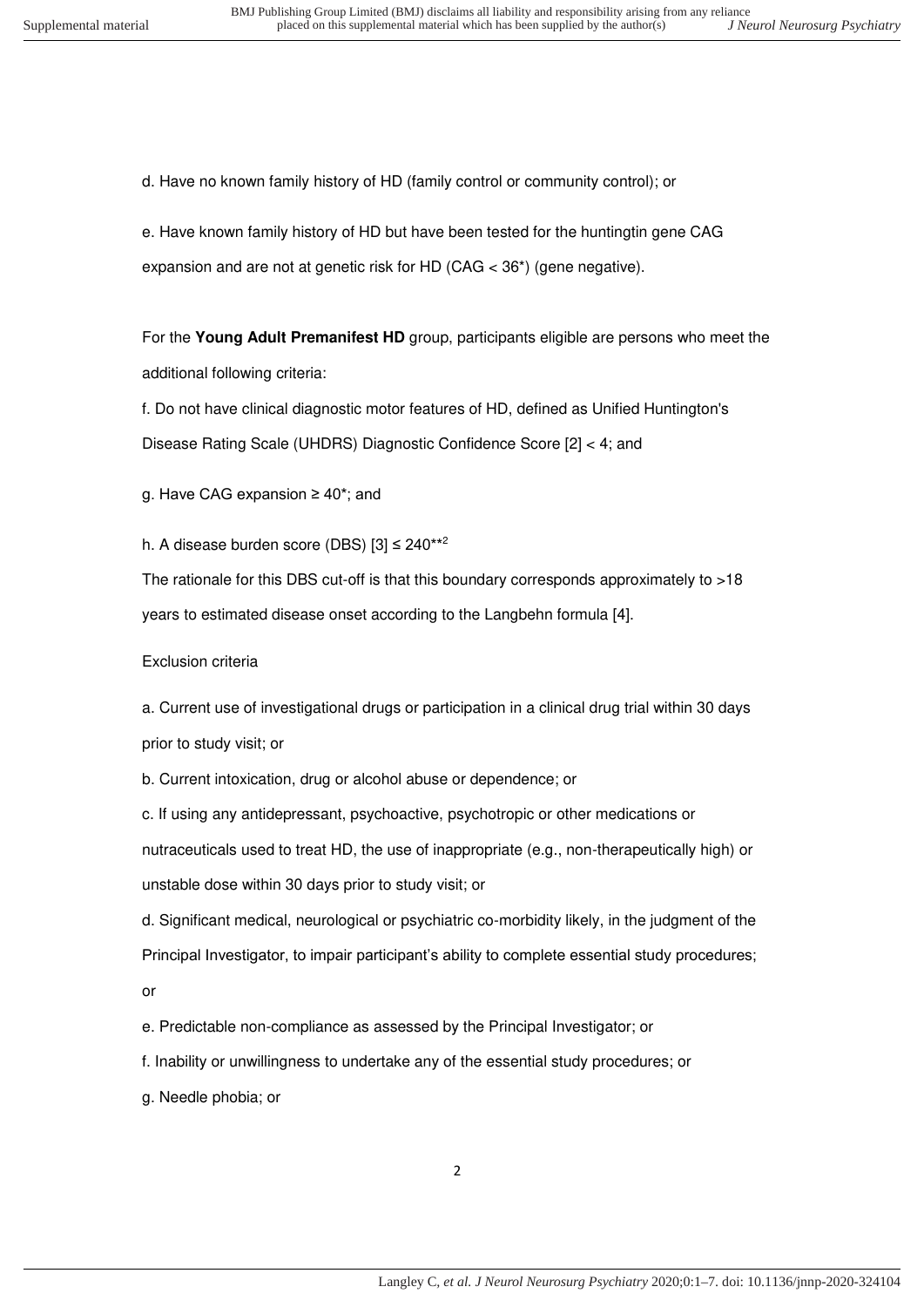d. Have no known family history of HD (family control or community control); or

e. Have known family history of HD but have been tested for the huntingtin gene CAG expansion and are not at genetic risk for HD (CAG < 36*) (gene negative).

For the **Young Adult Premanifest HD** group, participants eligible are persons who meet the additional following criteria:

f. Do not have clinical diagnostic motor features of HD, defined as Unified Huntington's Disease Rating Scale (UHDRS) Diagnostic Confidence Score [2] < 4; and

g. Have CAG expansion ≥ 40*; and

h. A disease burden score (DBS) [3] ≤ 240**[2]

The rationale for this DBS cut-off is that this boundary corresponds approximately to >18 years to estimated disease onset according to the Langbehn formula [4].

Exclusion criteria

a. Current use of investigational drugs or participation in a clinical drug trial within 30 days prior to study visit; or

b. Current intoxication, drug or alcohol abuse or dependence; or

c. If using any antidepressant, psychoactive, psychotropic or other medications or nutraceuticals used to treat HD, the use of inappropriate (e.g., non-therapeutically high) or unstable dose within 30 days prior to study visit; or

d. Significant medical, neurological or psychiatric co-morbidity likely, in the judgment of the Principal Investigator, to impair participant's ability to complete essential study procedures; or

e. Predictable non-compliance as assessed by the Principal Investigator; or

f. Inability or unwillingness to undertake any of the essential study procedures; or

g. Needle phobia; or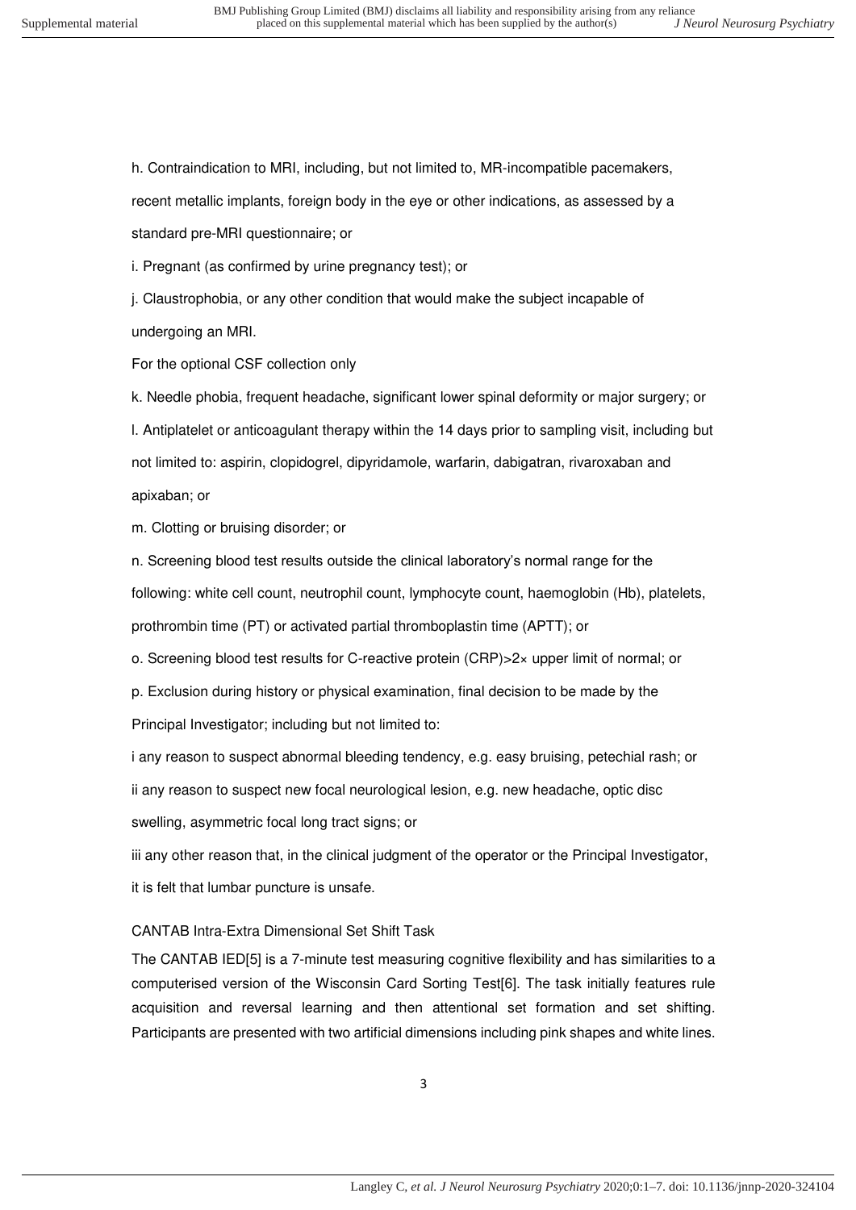h. Contraindication to MRI, including, but not limited to, MR-incompatible pacemakers, recent metallic implants, foreign body in the eye or other indications, as assessed by a standard pre-MRI questionnaire; or

i. Pregnant (as confirmed by urine pregnancy test); or

j. Claustrophobia, or any other condition that would make the subject incapable of undergoing an MRI.

For the optional CSF collection only

k. Needle phobia, frequent headache, significant lower spinal deformity or major surgery; or

l. Antiplatelet or anticoagulant therapy within the 14 days prior to sampling visit, including but not limited to: aspirin, clopidogrel, dipyridamole, warfarin, dabigatran, rivaroxaban and apixaban; or

m. Clotting or bruising disorder; or

n. Screening blood test results outside the clinical laboratory's normal range for the following: white cell count, neutrophil count, lymphocyte count, haemoglobin (Hb), platelets, prothrombin time (PT) or activated partial thromboplastin time (APTT); or

o. Screening blood test results for C-reactive protein (CRP)>2× upper limit of normal; or

p. Exclusion during history or physical examination, final decision to be made by the Principal Investigator; including but not limited to:

i any reason to suspect abnormal bleeding tendency, e.g. easy bruising, petechial rash; or

ii any reason to suspect new focal neurological lesion, e.g. new headache, optic disc swelling, asymmetric focal long tract signs; or

iii any other reason that, in the clinical judgment of the operator or the Principal Investigator, it is felt that lumbar puncture is unsafe.

CANTAB Intra-Extra Dimensional Set Shift Task

The CANTAB IED[5] is a 7-minute test measuring cognitive flexibility and has similarities to a computerised version of the Wisconsin Card Sorting Test[6]. The task initially features rule acquisition and reversal learning and then attentional set formation and set shifting. Participants are presented with two artificial dimensions including pink shapes and white lines.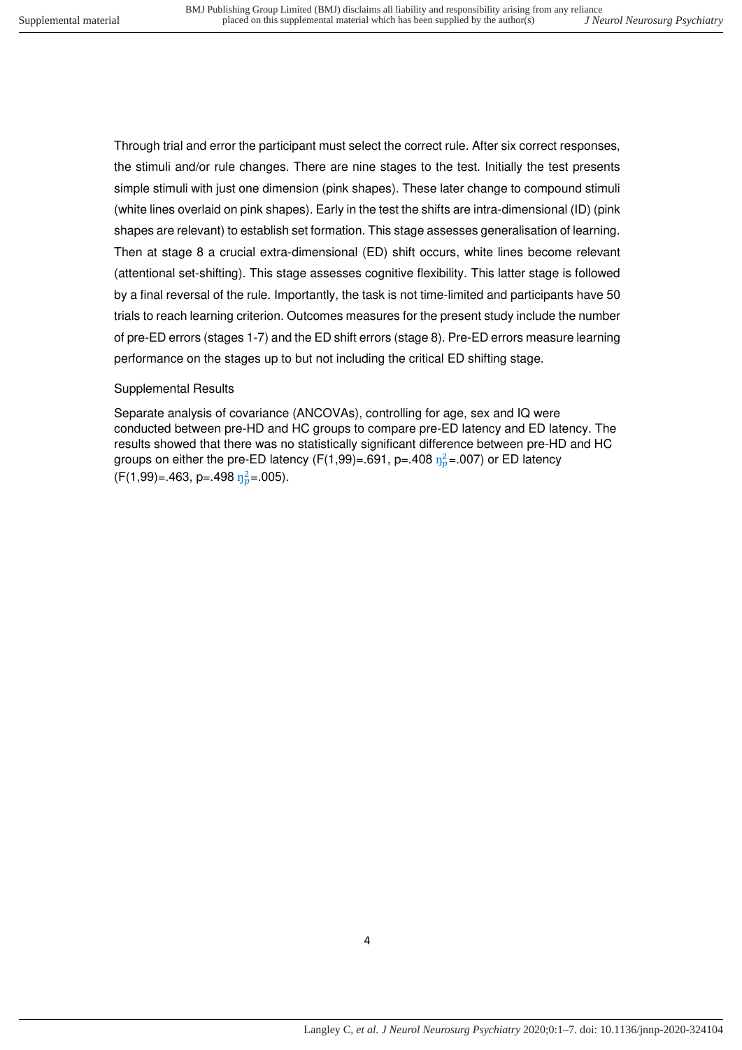Through trial and error the participant must select the correct rule. After six correct responses, the stimuli and/or rule changes. There are nine stages to the test. Initially the test presents simple stimuli with just one dimension (pink shapes). These later change to compound stimuli (white lines overlaid on pink shapes). Early in the test the shifts are intra-dimensional (ID) (pink shapes are relevant) to establish set formation. This stage assesses generalisation of learning. Then at stage 8 a crucial extra-dimensional (ED) shift occurs, white lines become relevant (attentional set-shifting). This stage assesses cognitive flexibility. This latter stage is followed by a final reversal of the rule. Importantly, the task is not time-limited and participants have 50 trials to reach learning criterion. Outcomes measures for the present study include the number of pre-ED errors (stages 1-7) and the ED shift errors (stage 8). Pre-ED errors measure learning performance on the stages up to but not including the critical ED shifting stage.

## Supplemental Results

Separate analysis of covariance (ANCOVAs), controlling for age, sex and IQ were conducted between pre-HD and HC groups to compare pre-ED latency and ED latency. The results showed that there was no statistically significant difference between pre-HD and HC groups on either the pre-ED latency ($F(1,99)=.691$, $p=.408$ $\eta_p^2=.007$) or ED latency ($F(1,99)=.463$, $p=.498$ $\eta_p^2=.005$).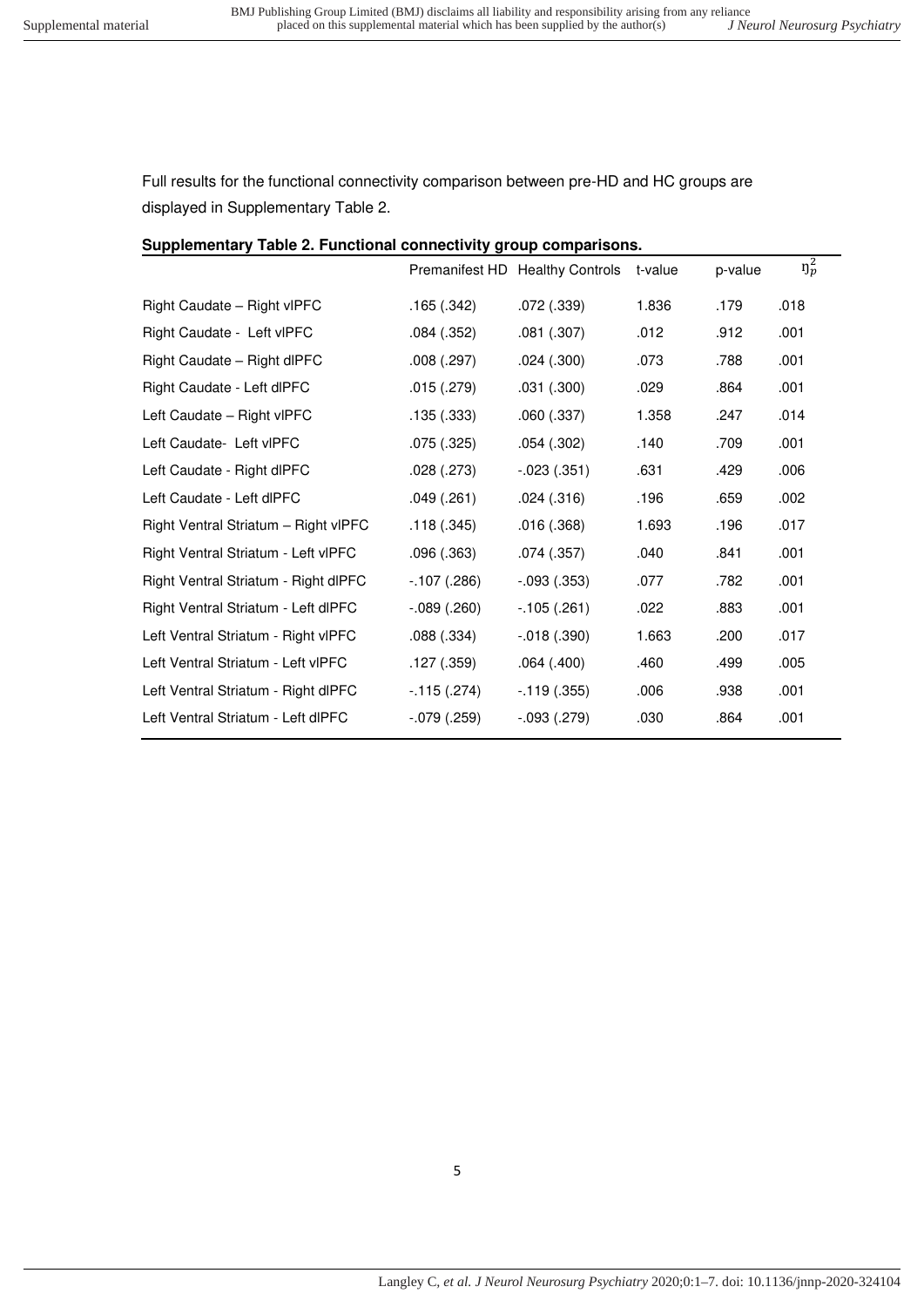Full results for the functional connectivity comparison between pre-HD and HC groups are displayed in Supplementary Table 2.

**Supplementary Table 2. Functional connectivity group comparisons.**

| | Premanifest HD | Healthy Controls | t-value | p-value | $\eta_p^2$ |
|---|---|---|---|---|---|
| Right Caudate – Right vlPFC | .165 (.342) | .072 (.339) | 1.836 | .179 | .018 |
| Right Caudate - Left vlPFC | .084 (.352) | .081 (.307) | .012 | .912 | .001 |
| Right Caudate – Right dlPFC | .008 (.297) | .024 (.300) | .073 | .788 | .001 |
| Right Caudate - Left dlPFC | .015 (.279) | .031 (.300) | .029 | .864 | .001 |
| Left Caudate – Right vlPFC | .135 (.333) | .060 (.337) | 1.358 | .247 | .014 |
| Left Caudate- Left vlPFC | .075 (.325) | .054 (.302) | .140 | .709 | .001 |
| Left Caudate - Right dlPFC | .028 (.273) | -.023 (.351) | .631 | .429 | .006 |
| Left Caudate - Left dlPFC | .049 (.261) | .024 (.316) | .196 | .659 | .002 |
| Right Ventral Striatum – Right vlPFC | .118 (.345) | .016 (.368) | 1.693 | .196 | .017 |
| Right Ventral Striatum - Left vlPFC | .096 (.363) | .074 (.357) | .040 | .841 | .001 |
| Right Ventral Striatum - Right dlPFC | -.107 (.286) | -.093 (.353) | .077 | .782 | .001 |
| Right Ventral Striatum - Left dlPFC | -.089 (.260) | -.105 (.261) | .022 | .883 | .001 |
| Left Ventral Striatum - Right vlPFC | .088 (.334) | -.018 (.390) | 1.663 | .200 | .017 |
| Left Ventral Striatum - Left vlPFC | .127 (.359) | .064 (.400) | .460 | .499 | .005 |
| Left Ventral Striatum - Right dlPFC | -.115 (.274) | -.119 (.355) | .006 | .938 | .001 |
| Left Ventral Striatum - Left dlPFC | -.079 (.259) | -.093 (.279) | .030 | .864 | .001 |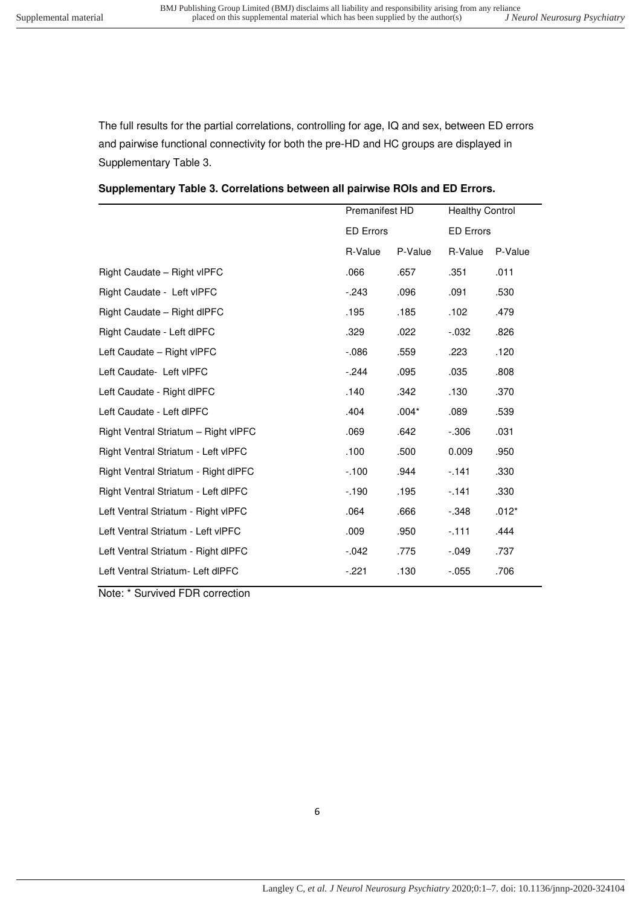The full results for the partial correlations, controlling for age, IQ and sex, between ED errors and pairwise functional connectivity for both the pre-HD and HC groups are displayed in Supplementary Table 3.

**Supplementary Table 3. Correlations between all pairwise ROIs and ED Errors.**

| | Premanifest HD | | Healthy Control | |
|---|---|---|---|---|
| | ED Errors | | ED Errors | |
| | R-Value | P-Value | R-Value | P-Value |
| Right Caudate – Right vlPFC | .066 | .657 | .351 | .011 |
| Right Caudate - Left vlPFC | -.243 | .096 | .091 | .530 |
| Right Caudate – Right dlPFC | .195 | .185 | .102 | .479 |
| Right Caudate - Left dlPFC | .329 | .022 | -.032 | .826 |
| Left Caudate – Right vlPFC | -.086 | .559 | .223 | .120 |
| Left Caudate- Left vlPFC | -.244 | .095 | .035 | .808 |
| Left Caudate - Right dlPFC | .140 | .342 | .130 | .370 |
| Left Caudate - Left dlPFC | .404 | .004* | .089 | .539 |
| Right Ventral Striatum – Right vlPFC | .069 | .642 | -.306 | .031 |
| Right Ventral Striatum - Left vlPFC | .100 | .500 | 0.009 | .950 |
| Right Ventral Striatum - Right dlPFC | -.100 | .944 | -.141 | .330 |
| Right Ventral Striatum - Left dlPFC | -.190 | .195 | -.141 | .330 |
| Left Ventral Striatum - Right vlPFC | .064 | .666 | -.348 | .012* |
| Left Ventral Striatum - Left vlPFC | .009 | .950 | -.111 | .444 |
| Left Ventral Striatum - Right dlPFC | -.042 | .775 | -.049 | .737 |
| Left Ventral Striatum- Left dlPFC | -.221 | .130 | -.055 | .706 |

Note: * Survived FDR correction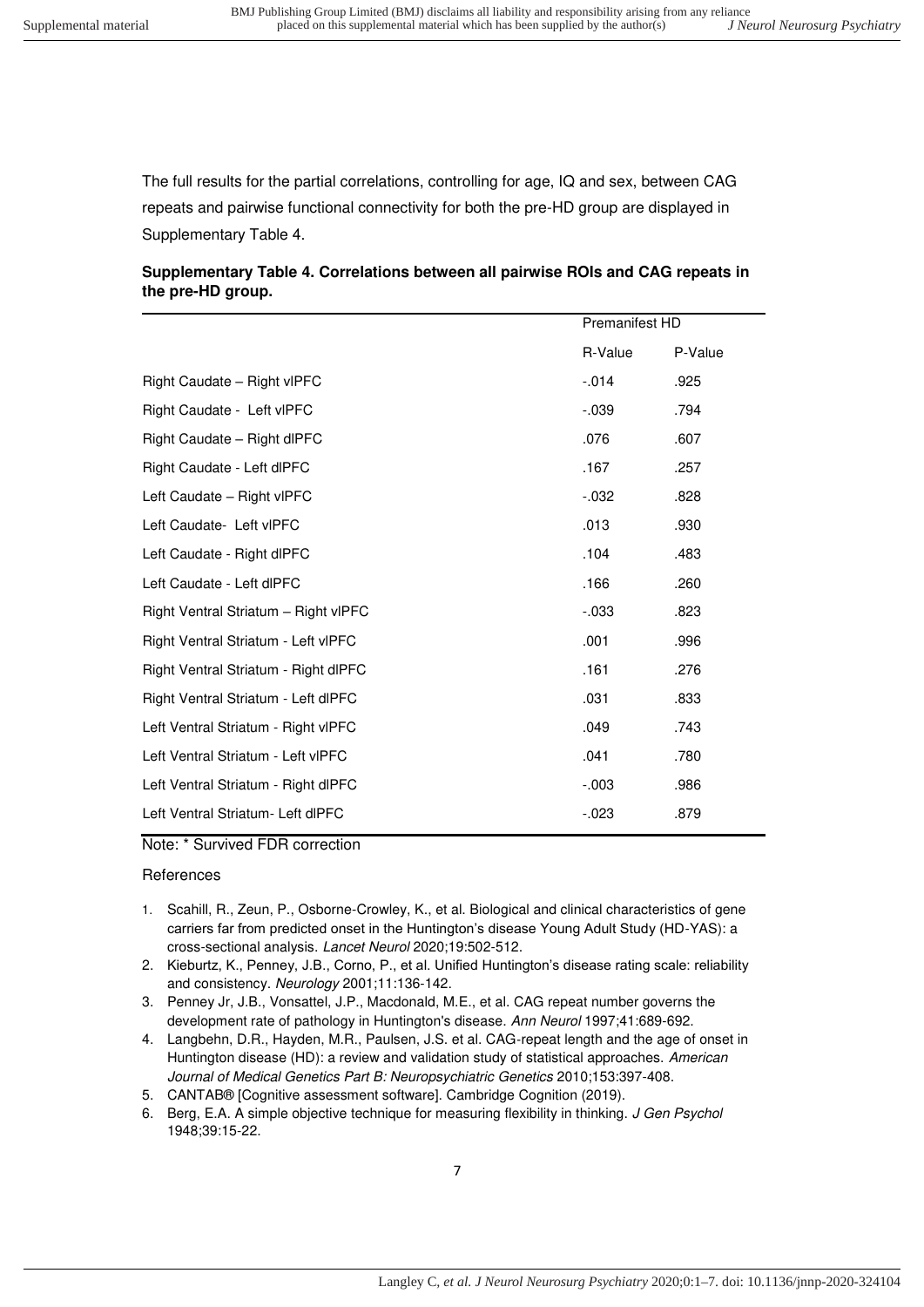The full results for the partial correlations, controlling for age, IQ and sex, between CAG repeats and pairwise functional connectivity for both the pre-HD group are displayed in Supplementary Table 4.

**Supplementary Table 4. Correlations between all pairwise ROIs and CAG repeats in the pre-HD group.**

| | Premanifest HD | |
|---|---|---|
| | R-Value | P-Value |
| Right Caudate – Right vlPFC | -.014 | .925 |
| Right Caudate - Left vlPFC | -.039 | .794 |
| Right Caudate – Right dlPFC | .076 | .607 |
| Right Caudate - Left dlPFC | .167 | .257 |
| Left Caudate – Right vlPFC | -.032 | .828 |
| Left Caudate- Left vlPFC | .013 | .930 |
| Left Caudate - Right dlPFC | .104 | .483 |
| Left Caudate - Left dlPFC | .166 | .260 |
| Right Ventral Striatum – Right vlPFC | -.033 | .823 |
| Right Ventral Striatum - Left vlPFC | .001 | .996 |
| Right Ventral Striatum - Right dlPFC | .161 | .276 |
| Right Ventral Striatum - Left dlPFC | .031 | .833 |
| Left Ventral Striatum - Right vlPFC | .049 | .743 |
| Left Ventral Striatum - Left vlPFC | .041 | .780 |
| Left Ventral Striatum - Right dlPFC | -.003 | .986 |
| Left Ventral Striatum- Left dlPFC | -.023 | .879 |

Note: * Survived FDR correction

References

1. Scahill, R., Zeun, P., Osborne-Crowley, K., et al. Biological and clinical characteristics of gene carriers far from predicted onset in the Huntington's disease Young Adult Study (HD-YAS): a cross-sectional analysis. *Lancet Neurol* 2020;19:502-512.
2. Kieburtz, K., Penney, J.B., Corno, P., et al. Unified Huntington's disease rating scale: reliability and consistency. *Neurology* 2001;11:136-142.
3. Penney Jr, J.B., Vonsattel, J.P., Macdonald, M.E., et al. CAG repeat number governs the development rate of pathology in Huntington's disease. *Ann Neurol* 1997;41:689-692.
4. Langbehn, D.R., Hayden, M.R., Paulsen, J.S. et al. CAG-repeat length and the age of onset in Huntington disease (HD): a review and validation study of statistical approaches. *American Journal of Medical Genetics Part B: Neuropsychiatric Genetics* 2010;153:397-408.
5. CANTAB® [Cognitive assessment software]. Cambridge Cognition (2019).
6. Berg, E.A. A simple objective technique for measuring flexibility in thinking. *J Gen Psychol* 1948;39:15-22.